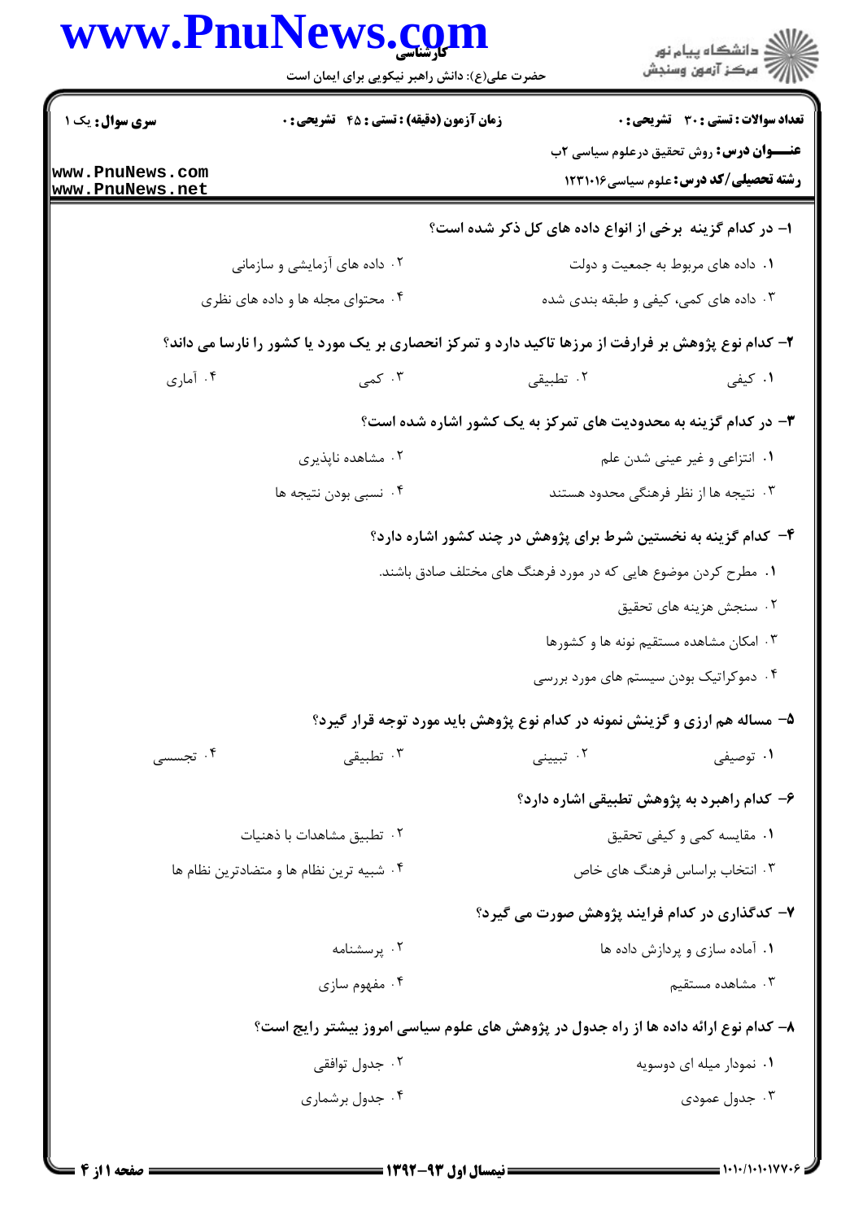**سری سوال:** یک ۱

**زمان آزمون (دقیقه) : تستی : ۴۵ تشریحی : ۰**

**تعداد سوالات : تستی : ۳۰ تشریحی : ۰**

**عنـــوان درس:** روش تحقیق درعلوم سیاسی ۲ب

**رشته تحصیلی/کد درس:** علوم سیاسی ۱۲۳۱۰۱۶

۱- در کدام گزینه برخی از انواع داده های کل ذکر شده است؟

۱. داده های مربوط به جمعیت و دولت
۲. داده های آزمایشی و سازمانی
۳. داده های کمی، کیفی و طبقه بندی شده
۴. محتوای مجله ها و داده های نظری

۲- کدام نوع پژوهش بر فرارفت از مرزها تاکید دارد و تمرکز انحصاری بر یک مورد یا کشور را نارسا می داند؟

۱. کیفی
۲. تطبیقی
۳. کمی
۴. آماری

۳- در کدام گزینه به محدودیت های تمرکز به یک کشور اشاره شده است؟

۱. انتزاعی و غیر عینی شدن علم
۲. مشاهده ناپذیری
۳. نتیجه ها از نظر فرهنگی محدود هستند
۴. نسبی بودن نتیجه ها

۴- کدام گزینه به نخستین شرط برای پژوهش در چند کشور اشاره دارد؟

۱. مطرح کردن موضوع هایی که در مورد فرهنگ های مختلف صادق باشند.
۲. سنجش هزینه های تحقیق
۳. امکان مشاهده مستقیم نونه ها و کشورها
۴. دموکراتیک بودن سیستم های مورد بررسی

۵- مساله هم ارزی و گزینش نمونه در کدام نوع پژوهش باید مورد توجه قرار گیرد؟

۱. توصیفی
۲. تبیینی
۳. تطبیقی
۴. تجسسی

۶- کدام راهبرد به پژوهش تطبیقی اشاره دارد؟

۱. مقایسه کمی و کیفی تحقیق
۲. تطبیق مشاهدات با ذهنیات
۳. انتخاب براساس فرهنگ های خاص
۴. شبیه ترین نظام ها و متضادترین نظام ها

۷- کدگذاری در کدام فرایند پژوهش صورت می گیرد؟

۱. آماده سازی و پردازش داده ها
۲. پرسشنامه
۳. مشاهده مستقیم
۴. مفهوم سازی

۸- کدام نوع ارائه داده ها از راه جدول در پژوهش های علوم سیاسی امروز بیشتر رایج است؟

۱. نمودار میله ای دوسویه
۲. جدول توافقی
۳. جدول عمودی
۴. جدول برشماری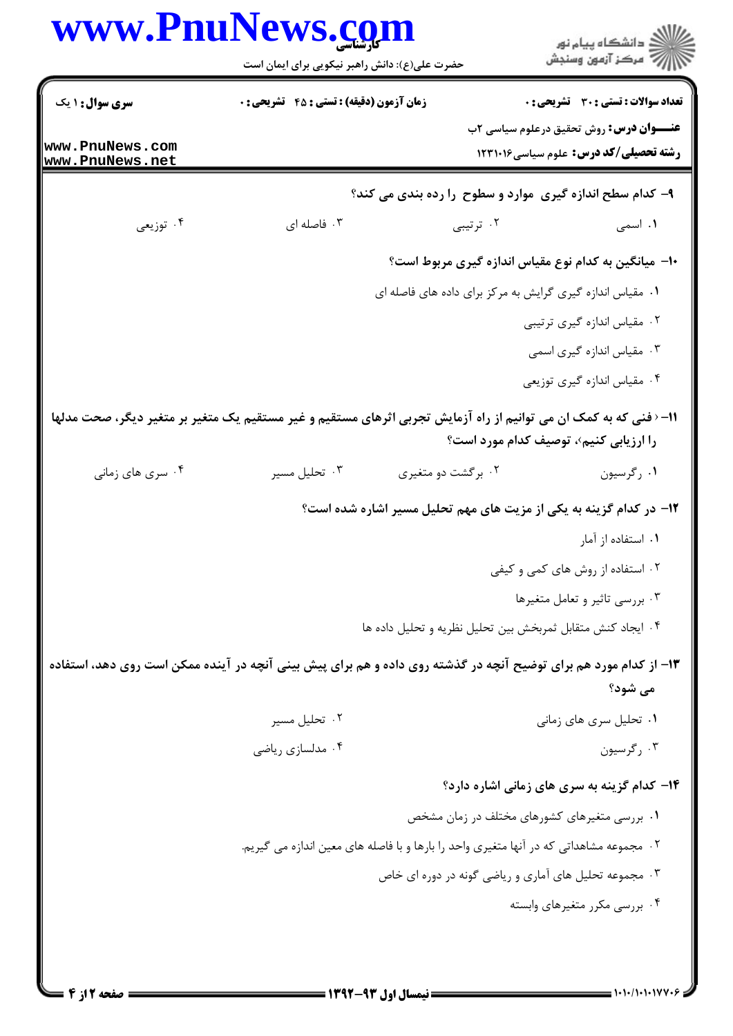**سری سوال:** ۱ یک

**زمان آزمون (دقیقه) : تستی : ۴۵ تشریحی : ۰**

**تعداد سوالات : تستی : ۳۰ تشریحی : ۰**

**عنـــوان درس:** روش تحقیق درعلوم سیاسی ۲ب

**رشته تحصیلی/کد درس:** علوم سیاسی۱۲۳۱۰۱۶

**۹- کدام سطح اندازه گیری موارد و سطوح را رده بندی می کند؟**

۱. اسمی
۲. ترتیبی
۳. فاصله ای
۴. توزیعی

**۱۰- میانگین به کدام نوع مقیاس اندازه گیری مربوط است؟**

۱. مقیاس اندازه گیری گرایش به مرکز برای داده های فاصله ای
۲. مقیاس اندازه گیری ترتیبی
۳. مقیاس اندازه گیری اسمی
۴. مقیاس اندازه گیری توزیعی

**۱۱- «فنی که به کمک ان می توانیم از راه آزمایش تجربی اثرهای مستقیم و غیر مستقیم یک متغیر بر متغیر دیگر، صحت مدلها را ارزیابی کنیم»، توصیف کدام مورد است؟**

۱. رگرسیون
۲. برگشت دو متغیری
۳. تحلیل مسیر
۴. سری های زمانی

**۱۲- در کدام گزینه به یکی از مزیت های مهم تحلیل مسیر اشاره شده است؟**

۱. استفاده از آمار
۲. استفاده از روش های کمی و کیفی
۳. بررسی تاثیر و تعامل متغیرها
۴. ایجاد کنش متقابل ثمربخش بین تحلیل نظریه و تحلیل داده ها

**۱۳- از کدام مورد هم برای توضیح آنچه در گذشته روی داده و هم برای پیش بینی آنچه در آینده ممکن است روی دهد، استفاده می شود؟**

۱. تحلیل سری های زمانی
۲. تحلیل مسیر
۳. رگرسیون
۴. مدلسازی ریاضی

**۱۴- کدام گزینه به سری های زمانی اشاره دارد؟**

۱. بررسی متغیرهای کشورهای مختلف در زمان مشخص
۲. مجموعه مشاهداتی که در آنها متغیری واحد را بارها و با فاصله های معین اندازه می گیریم.
۳. مجموعه تحلیل های آماری و ریاضی گونه در دوره ای خاص
۴. بررسی مکرر متغیرهای وابسته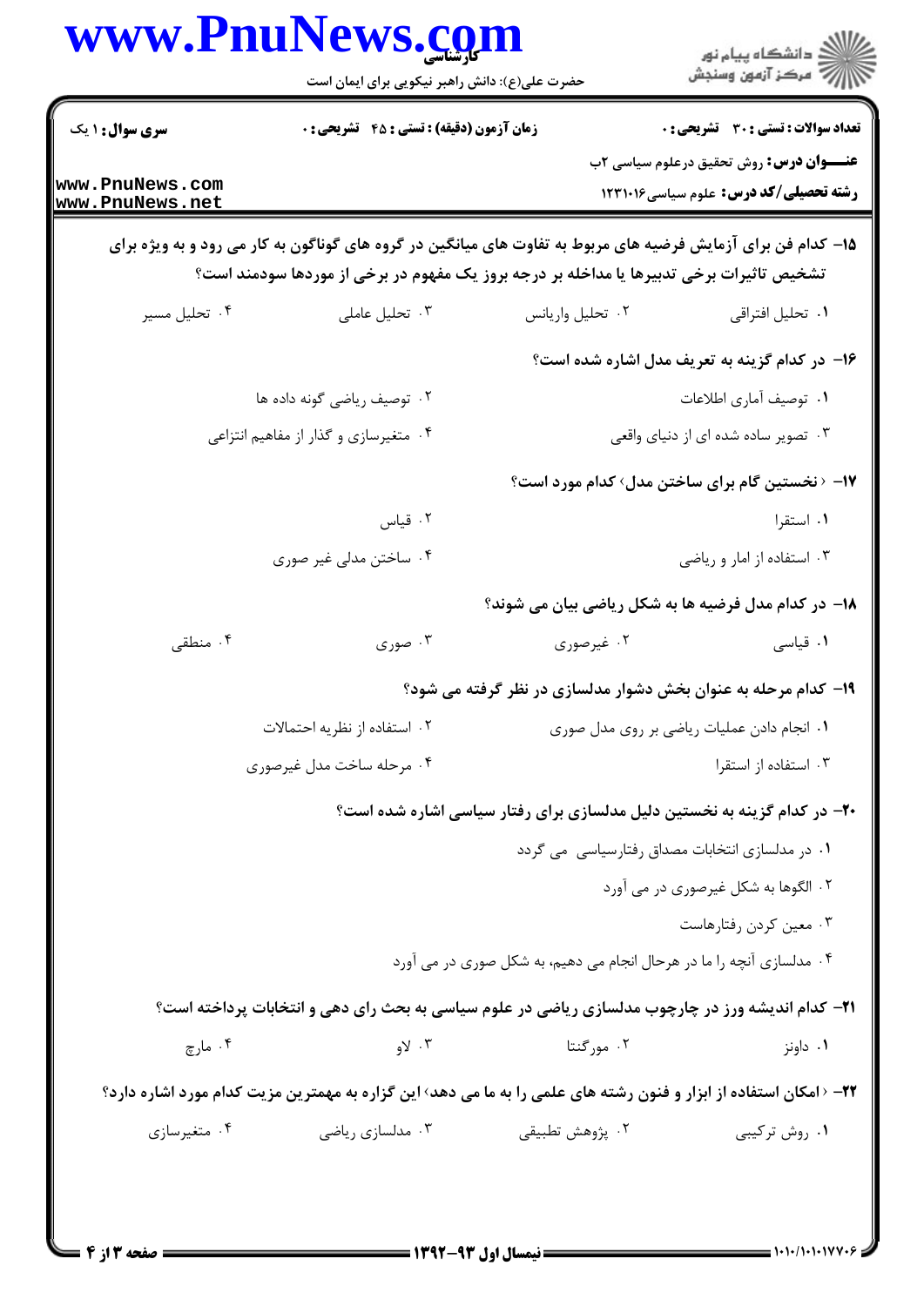**سری سوال:** ۱ یک

**زمان آزمون (دقیقه) : تستی : ۴۵ تشریحی : ۰**

**تعداد سوالات : تستی : ۳۰ تشریحی : ۰**

**عنـــوان درس:** روش تحقیق درعلوم سیاسی ۲ب

**رشته تحصیلی/کد درس:** علوم سیاسی۱۲۳۱۰۱۶

**۱۵- کدام فن برای آزمایش فرضیه های مربوط به تفاوت های میانگین در گروه های گوناگون به کار می رود و به ویژه برای تشخیص تاثیرات برخی تدبیرها یا مداخله بر درجه بروز یک مفهوم در برخی از موردها سودمند است؟**

۱. تحلیل افتراقی
۲. تحلیل واریانس
۳. تحلیل عاملی
۴. تحلیل مسیر

**۱۶- در کدام گزینه به تعریف مدل اشاره شده است؟**

۱. توصیف آماری اطلاعات
۲. توصیف ریاضی گونه داده ها
۳. تصویر ساده شده ای از دنیای واقعی
۴. متغیرسازی و گذار از مفاهیم انتزاعی

**۱۷- ‹ نخستین گام برای ساختن مدل› کدام مورد است؟**

۱. استقرا
۲. قیاس
۳. استفاده از امار و ریاضی
۴. ساختن مدلی غیر صوری

**۱۸- در کدام مدل فرضیه ها به شکل ریاضی بیان می شوند؟**

۱. قیاسی
۲. غیرصوری
۳. صوری
۴. منطقی

**۱۹- کدام مرحله به عنوان بخش دشوار مدلسازی در نظر گرفته می شود؟**

۱. انجام دادن عملیات ریاضی بر روی مدل صوری
۲. استفاده از نظریه احتمالات
۳. استفاده از استقرا
۴. مرحله ساخت مدل غیرصوری

**۲۰- در کدام گزینه به نخستین دلیل مدلسازی برای رفتار سیاسی اشاره شده است؟**

۱. در مدلسازی انتخابات مصداق رفتارسیاسی می گردد
۲. الگوها به شکل غیرصوری در می آورد
۳. معین کردن رفتارهاست
۴. مدلسازی آنچه را ما در هرحال انجام می دهیم، به شکل صوری در می آورد

**۲۱- کدام اندیشه ورز در چارچوب مدلسازی ریاضی در علوم سیاسی به بحث رای دهی و انتخابات پرداخته است؟**

۱. داونز
۲. مورگنتا
۳. لاو
۴. مارچ

**۲۲- ‹ امکان استفاده از ابزار و فنون رشته های علمی را به ما می دهد› این گزاره به مهمترین مزیت کدام مورد اشاره دارد؟**

۱. روش ترکیبی
۲. پژوهش تطبیقی
۳. مدلسازی ریاضی
۴. متغیرسازی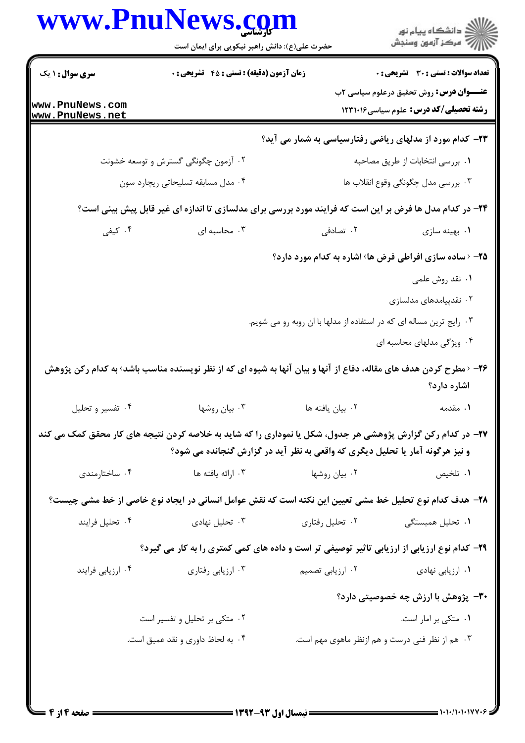**تعداد سوالات : تستی : ۳۰ تشریحی : ۰** | **زمان آزمون (دقیقه) : تستی : ۴۵ تشریحی : ۰** | **سری سوال : ۱ یک**

**عنـــوان درس:** روش تحقیق درعلوم سیاسی ۲ب

**رشته تحصیلی/کد درس:** علوم سیاسی۱۲۳۱۰۱۶

**۲۳- کدام مورد از مدلهای ریاضی رفتارسیاسی به شمار می آید؟**

۱. بررسی انتخابات از طریق مصاحبه

۲. آزمون چگونگی گسترش و توسعه خشونت

۳. بررسی مدل چگونگی وقوع انقلاب ها

۴. مدل مسابقه تسلیحاتی ریچارد سون

**۲۴- در کدام مدل ها فرض بر این است که فرایند مورد بررسی برای مدلسازی تا اندازه ای غیر قابل پیش بینی است؟**

۱. بهینه سازی

۲. تصادفی

۳. محاسبه ای

۴. کیفی

**۲۵- ‹ ساده سازی افراطی فرض ها› اشاره به کدام مورد دارد؟**

۱. نقد روش علمی

۲. نقدپیامدهای مدلسازی

۳. رایج ترین مساله ای که در استفاده از مدلها با ان روبه رو می شویم.

۴. ویژگی مدلهای محاسبه ای

**۲۶- ‹ مطرح کردن هدف های مقاله، دفاع از آنها و بیان آنها به شیوه ای که از نظر نویسنده مناسب باشد› به کدام رکن پژوهش اشاره دارد؟**

۱. مقدمه

۲. بیان یافته ها

۳. بیان روشها

۴. تفسیر و تحلیل

**۲۷- در کدام رکن گزارش پژوهشی هر جدول، شکل یا نموداری را که شاید به خلاصه کردن نتیجه های کار محقق کمک می کند و نیز هرگونه آمار یا تحلیل دیگری که واقعی به نظر آید در گزارش گنجانده می شود؟**

۱. تلخیص

۲. بیان روشها

۳. ارائه یافته ها

۴. ساختارمندی

**۲۸- هدف کدام نوع تحلیل خط مشی تعیین این نکته است که نقش عوامل انسانی در ایجاد نوع خاصی از خط مشی چیست؟**

۱. تحلیل همبستگی

۲. تحلیل رفتاری

۳. تحلیل نهادی

۴. تحلیل فرایند

**۲۹- کدام نوع ارزیابی از ارزیابی تاثیر توصیفی تر است و داده های کمی کمتری را به کار می گیرد؟**

۱. ارزیابی نهادی

۲. ارزیابی تصمیم

۳. ارزیابی رفتاری

۴. ارزیابی فرایند

**۳۰- پژوهش با ارزش چه خصوصیتی دارد؟**

۱. متکی بر امار است.

۲. متکی بر تحلیل و تفسیر است

۳. هم از نظر فنی درست و هم ازنظر ماهوی مهم است.

۴. به لحاظ داوری و نقد عمیق است.